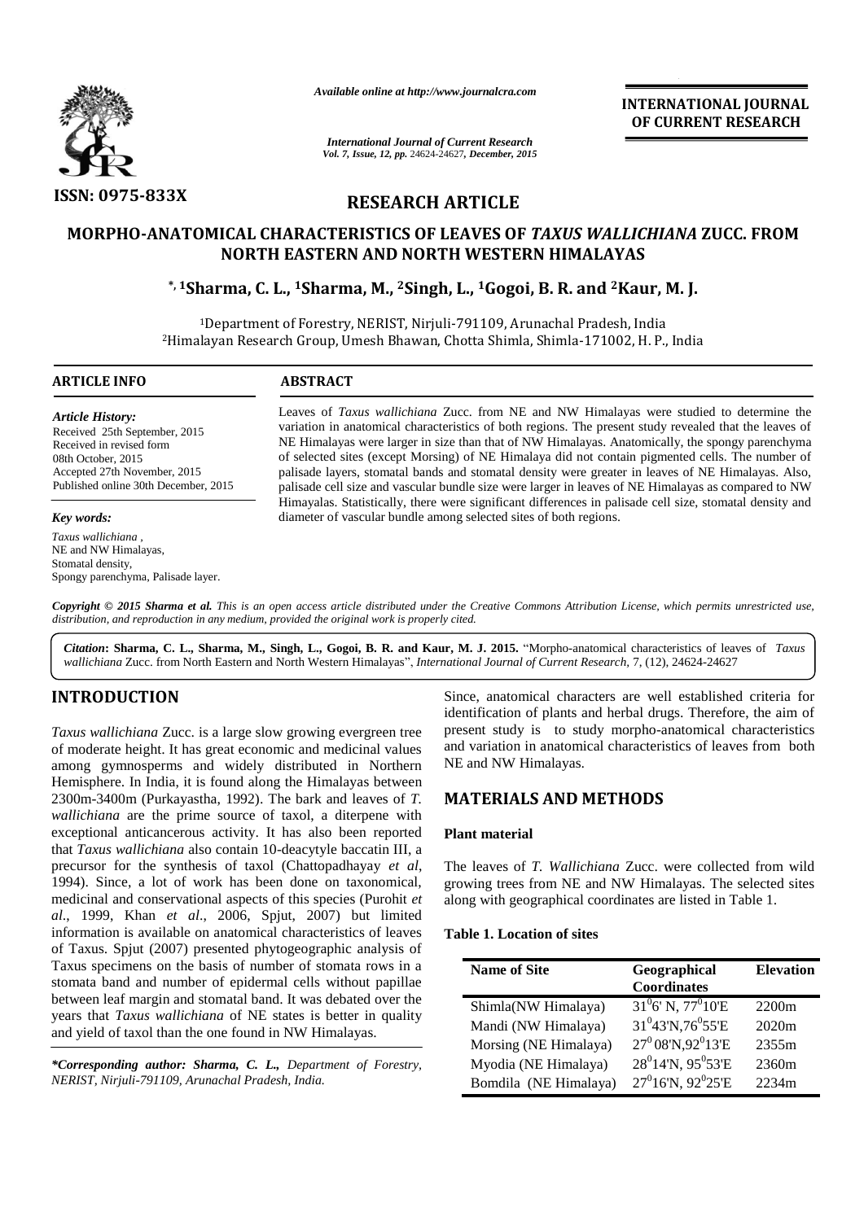ISSN: 0975-833X

Available online at http://www.journalcra.com

*International Journal of Current Research*
*Vol. 7, Issue, 12, pp. 24624-24627, December, 2015*

**INTERNATIONAL JOURNAL OF CURRENT RESEARCH**

## RESEARCH ARTICLE

# MORPHO-ANATOMICAL CHARACTERISTICS OF LEAVES OF *TAXUS WALLICHIANA* ZUCC. FROM NORTH EASTERN AND NORTH WESTERN HIMALAYAS

**\*, [1]Sharma, C. L., [1]Sharma, M., [2]Singh, L., [1]Gogoi, B. R. and [2]Kaur, M. J.**

[1]Department of Forestry, NERIST, Nirjuli-791109, Arunachal Pradesh, India
[2]Himalayan Research Group, Umesh Bhawan, Chotta Shimla, Shimla-171002, H. P., India

### ARTICLE INFO

***Article History:***
Received 25th September, 2015
Received in revised form
08th October, 2015
Accepted 27th November, 2015
Published online 30th December, 2015

***Key words:***
*Taxus wallichiana* ,
NE and NW Himalayas,
Stomatal density,
Spongy parenchyma, Palisade layer.

### ABSTRACT

Leaves of *Taxus wallichiana* Zucc. from NE and NW Himalayas were studied to determine the variation in anatomical characteristics of both regions. The present study revealed that the leaves of NE Himalayas were larger in size than that of NW Himalayas. Anatomically, the spongy parenchyma of selected sites (except Morsing) of NE Himalaya did not contain pigmented cells. The number of palisade layers, stomatal bands and stomatal density were greater in leaves of NE Himalayas. Also, palisade cell size and vascular bundle size were larger in leaves of NE Himalayas as compared to NW Himayalas. Statistically, there were significant differences in palisade cell size, stomatal density and diameter of vascular bundle among selected sites of both regions.

***Copyright © 2015 Sharma et al.** This is an open access article distributed under the Creative Commons Attribution License, which permits unrestricted use, distribution, and reproduction in any medium, provided the original work is properly cited.*

***Citation*: Sharma, C. L., Sharma, M., Singh, L., Gogoi, B. R. and Kaur, M. J. 2015.** "Morpho-anatomical characteristics of leaves of *Taxus wallichiana* Zucc. from North Eastern and North Western Himalayas", *International Journal of Current Research*, 7, (12), 24624-24627

## INTRODUCTION

*Taxus wallichiana* Zucc. is a large slow growing evergreen tree of moderate height. It has great economic and medicinal values among gymnosperms and widely distributed in Northern Hemisphere. In India, it is found along the Himalayas between 2300m-3400m (Purkayastha, 1992). The bark and leaves of *T. wallichiana* are the prime source of taxol, a diterpene with exceptional anticancerous activity. It has also been reported that *Taxus wallichiana* also contain 10-deacytyle baccatin III, a precursor for the synthesis of taxol (Chattopadhayay *et al*, 1994). Since, a lot of work has been done on taxonomical, medicinal and conservational aspects of this species (Purohit *et al*., 1999, Khan *et al*., 2006, Spjut, 2007) but limited information is available on anatomical characteristics of leaves of Taxus. Spjut (2007) presented phytogeographic analysis of Taxus specimens on the basis of number of stomata rows in a stomata band and number of epidermal cells without papillae between leaf margin and stomatal band. It was debated over the years that *Taxus wallichiana* of NE states is better in quality and yield of taxol than the one found in NW Himalayas.

**\*Corresponding author: *Sharma, C. L.,*** *Department of Forestry, NERIST, Nirjuli-791109, Arunachal Pradesh, India.*

Since, anatomical characters are well established criteria for identification of plants and herbal drugs. Therefore, the aim of present study is to study morpho-anatomical characteristics and variation in anatomical characteristics of leaves from both NE and NW Himalayas.

## MATERIALS AND METHODS

### Plant material

The leaves of *T. Wallichiana* Zucc. were collected from wild growing trees from NE and NW Himalayas. The selected sites along with geographical coordinates are listed in Table 1.

**Table 1. Location of sites**

| Name of Site | Geographical Coordinates | Elevation |
|---|---|---|
| Shimla(NW Himalaya) | $31^0$6' N, $77^0$10'E | 2200m |
| Mandi (NW Himalaya) | $31^0$43'N,$76^0$55'E | 2020m |
| Morsing (NE Himalaya) | $27^0$ 08'N,$92^0$13'E | 2355m |
| Myodia (NE Himalaya) | $28^0$14'N, $95^0$53'E | 2360m |
| Bomdila (NE Himalaya) | $27^0$16'N, $92^0$25'E | 2234m |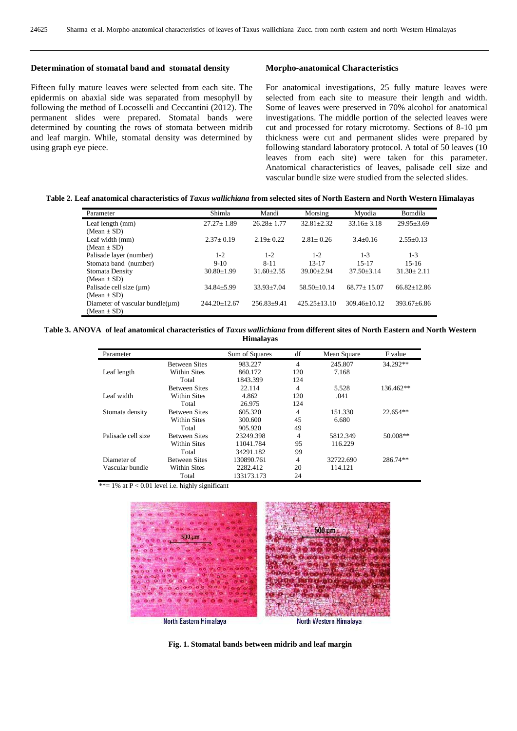### Determination of stomatal band and stomatal density

Fifteen fully mature leaves were selected from each site. The epidermis on abaxial side was separated from mesophyll by following the method of Locosselli and Ceccantini (2012). The permanent slides were prepared. Stomatal bands were determined by counting the rows of stomata between midrib and leaf margin. While, stomatal density was determined by using graph eye piece.

### Morpho-anatomical Characteristics

For anatomical investigations, 25 fully mature leaves were selected from each site to measure their length and width. Some of leaves were preserved in 70% alcohol for anatomical investigations. The middle portion of the selected leaves were cut and processed for rotary microtomy. Sections of 8-10 µm thickness were cut and permanent slides were prepared by following standard laboratory protocol. A total of 50 leaves (10 leaves from each site) were taken for this parameter. Anatomical characteristics of leaves, palisade cell size and vascular bundle size were studied from the selected slides.

**Table 2. Leaf anatomical characteristics of *Taxus wallichiana* from selected sites of North Eastern and North Western Himalayas**

| Parameter | Shimla | Mandi | Morsing | Myodia | Bomdila |
|---|---|---|---|---|---|
| Leaf length (mm) (Mean ± SD) | 27.27± 1.89 | 26.28± 1.77 | 32.81±2.32 | 33.16± 3.18 | 29.95±3.69 |
| Leaf width (mm) (Mean ± SD) | 2.37± 0.19 | 2.19± 0.22 | 2.81± 0.26 | 3.4±0.16 | 2.55±0.13 |
| Palisade layer (number) | 1-2 | 1-2 | 1-2 | 1-3 | 1-3 |
| Stomata band (number) | 9-10 | 8-11 | 13-17 | 15-17 | 15-16 |
| Stomata Density (Mean ± SD) | 30.80±1.99 | 31.60±2.55 | 39.00±2.94 | 37.50±3.14 | 31.30± 2.11 |
| Palisade cell size (µm) (Mean ± SD) | 34.84±5.99 | 33.93±7.04 | 58.50±10.14 | 68.77± 15.07 | 66.82±12.86 |
| Diameter of vascular bundle(µm) (Mean ± SD) | 244.20±12.67 | 256.83±9.41 | 425.25±13.10 | 309.46±10.12 | 393.67±6.86 |

**Table 3. ANOVA of leaf anatomical characteristics of *Taxus wallichiana* from different sites of North Eastern and North Western Himalayas**

| Parameter | | Sum of Squares | df | Mean Square | F value |
|---|---|---|---|---|---|
| Leaf length | Between Sites | 983.227 | 4 | 245.807 | 34.292** |
| | Within Sites | 860.172 | 120 | 7.168 | |
| | Total | 1843.399 | 124 | | |
| Leaf width | Between Sites | 22.114 | 4 | 5.528 | 136.462** |
| | Within Sites | 4.862 | 120 | .041 | |
| | Total | 26.975 | 124 | | |
| Stomata density | Between Sites | 605.320 | 4 | 151.330 | 22.654** |
| | Within Sites | 300.600 | 45 | 6.680 | |
| | Total | 905.920 | 49 | | |
| Palisade cell size | Between Sites | 23249.398 | 4 | 5812.349 | 50.008** |
| | Within Sites | 11041.784 | 95 | 116.229 | |
| | Total | 34291.182 | 99 | | |
| Diameter of Vascular bundle | Between Sites | 130890.761 | 4 | 32722.690 | 286.74** |
| | Within Sites | 2282.412 | 20 | 114.121 | |
| | Total | 133173.173 | 24 | | |

**= 1% at $P < 0.01$ level i.e. highly significant

North Eastern Himalaya | North Western Himalaya

**Fig. 1. Stomatal bands between midrib and leaf margin**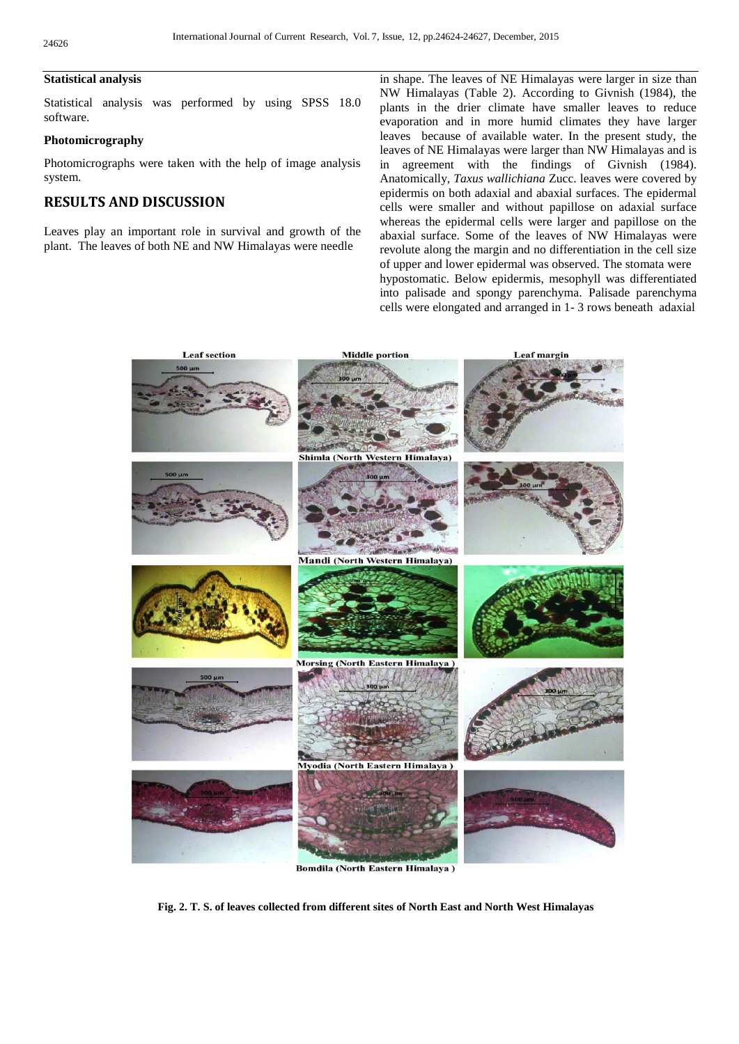### Statistical analysis

Statistical analysis was performed by using SPSS 18.0 software.

### Photomicrography

Photomicrographs were taken with the help of image analysis system.

## RESULTS AND DISCUSSION

Leaves play an important role in survival and growth of the plant. The leaves of both NE and NW Himalayas were needle in shape. The leaves of NE Himalayas were larger in size than NW Himalayas (Table 2). According to Givnish (1984), the plants in the drier climate have smaller leaves to reduce evaporation and in more humid climates they have larger leaves because of available water. In the present study, the leaves of NE Himalayas were larger than NW Himalayas and is in agreement with the findings of Givnish (1984). Anatomically, *Taxus wallichiana* Zucc. leaves were covered by epidermis on both adaxial and abaxial surfaces. The epidermal cells were smaller and without papillose on adaxial surface whereas the epidermal cells were larger and papillose on the abaxial surface. Some of the leaves of NW Himalayas were revolute along the margin and no differentiation in the cell size of upper and lower epidermal was observed. The stomata were hypostomatic. Below epidermis, mesophyll was differentiated into palisade and spongy parenchyma. Palisade parenchyma cells were elongated and arranged in 1- 3 rows beneath adaxial

**Fig. 2. T. S. of leaves collected from different sites of North East and North West Himalayas**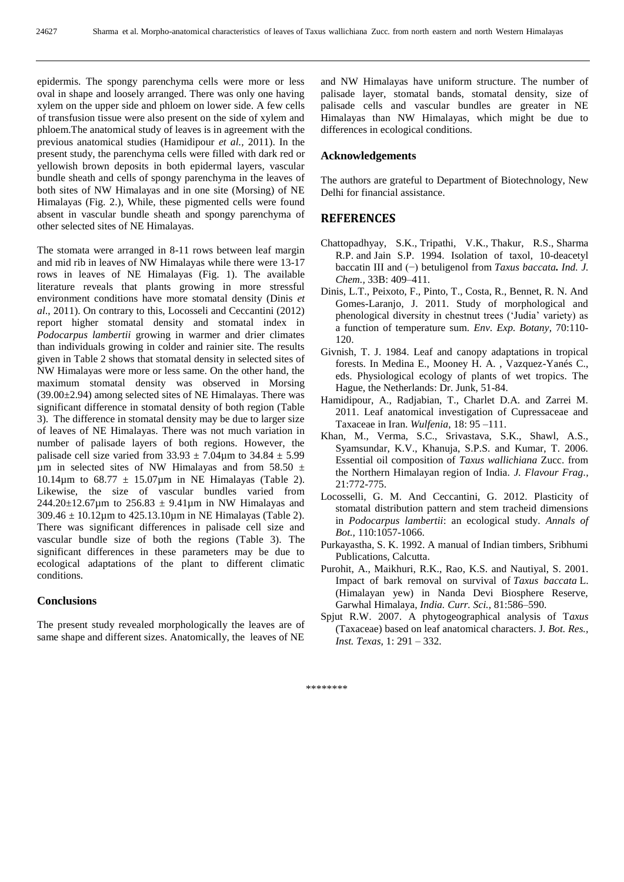epidermis. The spongy parenchyma cells were more or less oval in shape and loosely arranged. There was only one having xylem on the upper side and phloem on lower side. A few cells of transfusion tissue were also present on the side of xylem and phloem.The anatomical study of leaves is in agreement with the previous anatomical studies (Hamidipour *et al.,* 2011). In the present study, the parenchyma cells were filled with dark red or yellowish brown deposits in both epidermal layers, vascular bundle sheath and cells of spongy parenchyma in the leaves of both sites of NW Himalayas and in one site (Morsing) of NE Himalayas (Fig. 2.), While, these pigmented cells were found absent in vascular bundle sheath and spongy parenchyma of other selected sites of NE Himalayas.

The stomata were arranged in 8-11 rows between leaf margin and mid rib in leaves of NW Himalayas while there were 13-17 rows in leaves of NE Himalayas (Fig. 1). The available literature reveals that plants growing in more stressful environment conditions have more stomatal density (Dinis *et al*., 2011). On contrary to this, Locosseli and Ceccantini (2012) report higher stomatal density and stomatal index in *Podocarpus lambertii* growing in warmer and drier climates than individuals growing in colder and rainier site. The results given in Table 2 shows that stomatal density in selected sites of NW Himalayas were more or less same. On the other hand, the maximum stomatal density was observed in Morsing ($39.00\pm2.94$) among selected sites of NE Himalayas. There was significant difference in stomatal density of both region (Table 3). The difference in stomatal density may be due to larger size of leaves of NE Himalayas. There was not much variation in number of palisade layers of both regions. However, the palisade cell size varied from $33.93 \pm 7.04$µm to $34.84 \pm 5.99$ µm in selected sites of NW Himalayas and from $58.50 \pm 10.14$µm to $68.77 \pm 15.07$µm in NE Himalayas (Table 2). Likewise, the size of vascular bundles varied from $244.20\pm12.67$µm to $256.83 \pm 9.41$µm in NW Himalayas and $309.46 \pm 10.12$µm to 425.13.10µm in NE Himalayas (Table 2). There was significant differences in palisade cell size and vascular bundle size of both the regions (Table 3). The significant differences in these parameters may be due to ecological adaptations of the plant to different climatic conditions.

## Conclusions

The present study revealed morphologically the leaves are of same shape and different sizes. Anatomically, the leaves of NE and NW Himalayas have uniform structure. The number of palisade layer, stomatal bands, stomatal density, size of palisade cells and vascular bundles are greater in NE Himalayas than NW Himalayas, which might be due to differences in ecological conditions.

## Acknowledgements

The authors are grateful to Department of Biotechnology, New Delhi for financial assistance.

## REFERENCES

- Chattopadhyay, S.K., Tripathi, V.K., Thakur, R.S., Sharma R.P. and Jain S.P. 1994. Isolation of taxol, 10-deacetyl baccatin III and (−) betuligenol from *Taxus baccata. Ind. J. Chem.,* 33B: 409–411.
- Dinis, L.T., Peixoto, F., Pinto, T., Costa, R., Bennet, R. N. And Gomes-Laranjo, J. 2011. Study of morphological and phenological diversity in chestnut trees ('Judia' variety) as a function of temperature sum. *Env. Exp. Botany,* 70:110-120.
- Givnish, T. J. 1984. Leaf and canopy adaptations in tropical forests. In Medina E., Mooney H. A. , Vazquez-Yanés C., eds. Physiological ecology of plants of wet tropics. The Hague, the Netherlands: Dr. Junk, 51-84.
- Hamidipour, A., Radjabian, T., Charlet D.A. and Zarrei M. 2011. Leaf anatomical investigation of Cupressaceae and Taxaceae in Iran. *Wulfenia*, 18: 95 –111.
- Khan, M., Verma, S.C., Srivastava, S.K., Shawl, A.S., Syamsundar, K.V., Khanuja, S.P.S. and Kumar, T. 2006. Essential oil composition of *Taxus wallichiana* Zucc. from the Northern Himalayan region of India. *J. Flavour Frag.,* 21:772-775.
- Locosselli, G. M. And Ceccantini, G. 2012. Plasticity of stomatal distribution pattern and stem tracheid dimensions in *Podocarpus lambertii*: an ecological study. *Annals of Bot.,* 110:1057-1066.
- Purkayastha, S. K. 1992. A manual of Indian timbers, Sribhumi Publications, Calcutta.
- Purohit, A., Maikhuri, R.K., Rao, K.S. and Nautiyal, S. 2001. Impact of bark removal on survival of *Taxus baccata* L. (Himalayan yew) in Nanda Devi Biosphere Reserve, Garwhal Himalaya, *India. Curr. Sci.,* 81:586–590.
- Spjut R.W. 2007. A phytogeographical analysis of T*axus* (Taxaceae) based on leaf anatomical characters. J*. Bot. Res., Inst. Texas,* 1: 291 – 332.

\*\*\*\*\*\*\*\*